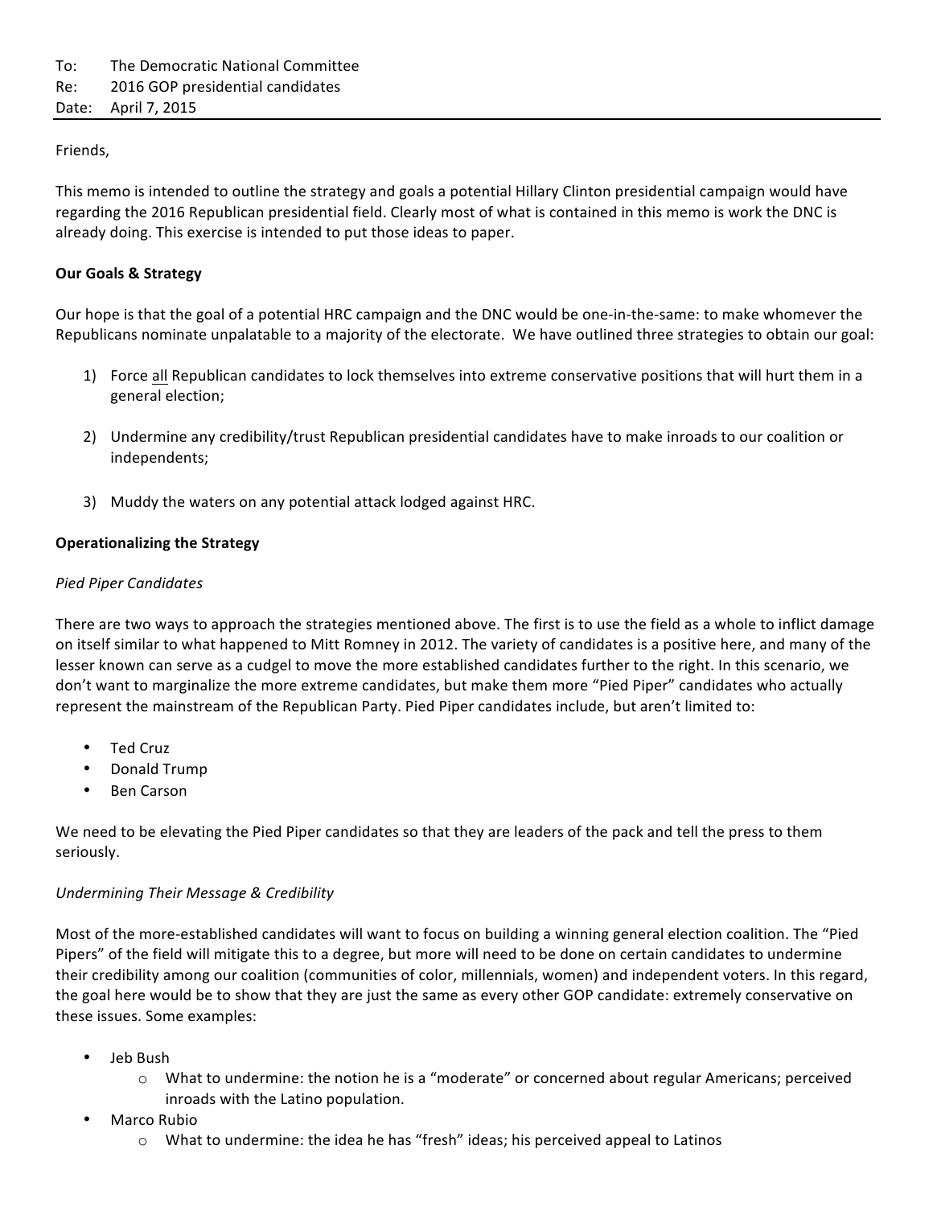To: The Democratic National Committee
Re: 2016 GOP presidential candidates
Date: April 7, 2015

---

Friends,

This memo is intended to outline the strategy and goals a potential Hillary Clinton presidential campaign would have regarding the 2016 Republican presidential field. Clearly most of what is contained in this memo is work the DNC is already doing. This exercise is intended to put those ideas to paper.

**Our Goals & Strategy**

Our hope is that the goal of a potential HRC campaign and the DNC would be one-in-the-same: to make whomever the Republicans nominate unpalatable to a majority of the electorate. We have outlined three strategies to obtain our goal:

1) Force <u>all</u> Republican candidates to lock themselves into extreme conservative positions that will hurt them in a general election;

2) Undermine any credibility/trust Republican presidential candidates have to make inroads to our coalition or independents;

3) Muddy the waters on any potential attack lodged against HRC.

**Operationalizing the Strategy**

*Pied Piper Candidates*

There are two ways to approach the strategies mentioned above. The first is to use the field as a whole to inflict damage on itself similar to what happened to Mitt Romney in 2012. The variety of candidates is a positive here, and many of the lesser known can serve as a cudgel to move the more established candidates further to the right. In this scenario, we don't want to marginalize the more extreme candidates, but make them more "Pied Piper" candidates who actually represent the mainstream of the Republican Party. Pied Piper candidates include, but aren't limited to:

- Ted Cruz
- Donald Trump
- Ben Carson

We need to be elevating the Pied Piper candidates so that they are leaders of the pack and tell the press to them seriously.

*Undermining Their Message & Credibility*

Most of the more-established candidates will want to focus on building a winning general election coalition. The "Pied Pipers" of the field will mitigate this to a degree, but more will need to be done on certain candidates to undermine their credibility among our coalition (communities of color, millennials, women) and independent voters. In this regard, the goal here would be to show that they are just the same as every other GOP candidate: extremely conservative on these issues. Some examples:

- Jeb Bush
  - What to undermine: the notion he is a "moderate" or concerned about regular Americans; perceived inroads with the Latino population.
- Marco Rubio
  - What to undermine: the idea he has "fresh" ideas; his perceived appeal to Latinos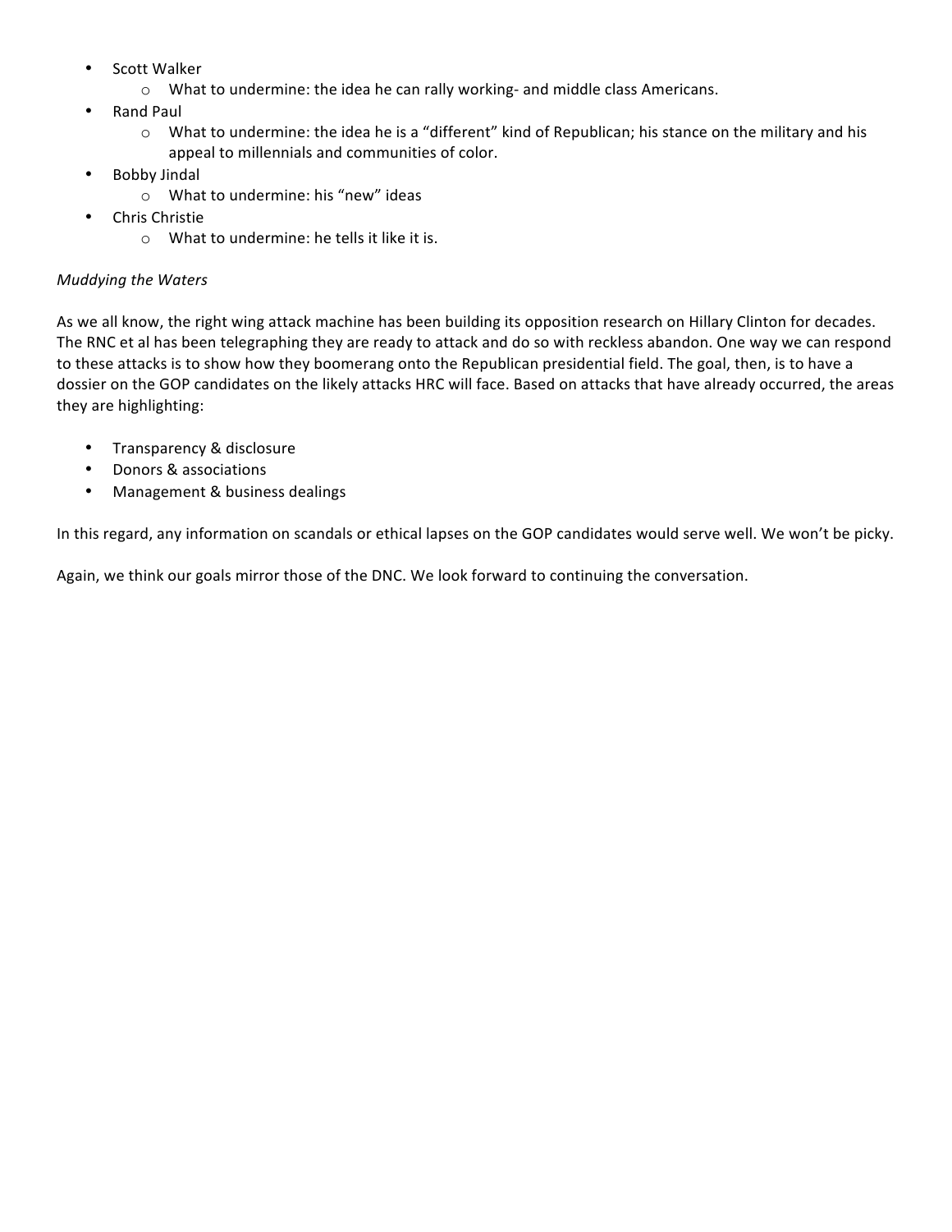- Scott Walker
  - What to undermine: the idea he can rally working- and middle class Americans.
- Rand Paul
  - What to undermine: the idea he is a "different" kind of Republican; his stance on the military and his appeal to millennials and communities of color.
- Bobby Jindal
  - What to undermine: his "new" ideas
- Chris Christie
  - What to undermine: he tells it like it is.

*Muddying the Waters*

As we all know, the right wing attack machine has been building its opposition research on Hillary Clinton for decades. The RNC et al has been telegraphing they are ready to attack and do so with reckless abandon. One way we can respond to these attacks is to show how they boomerang onto the Republican presidential field. The goal, then, is to have a dossier on the GOP candidates on the likely attacks HRC will face. Based on attacks that have already occurred, the areas they are highlighting:

- Transparency & disclosure
- Donors & associations
- Management & business dealings

In this regard, any information on scandals or ethical lapses on the GOP candidates would serve well. We won't be picky.

Again, we think our goals mirror those of the DNC. We look forward to continuing the conversation.